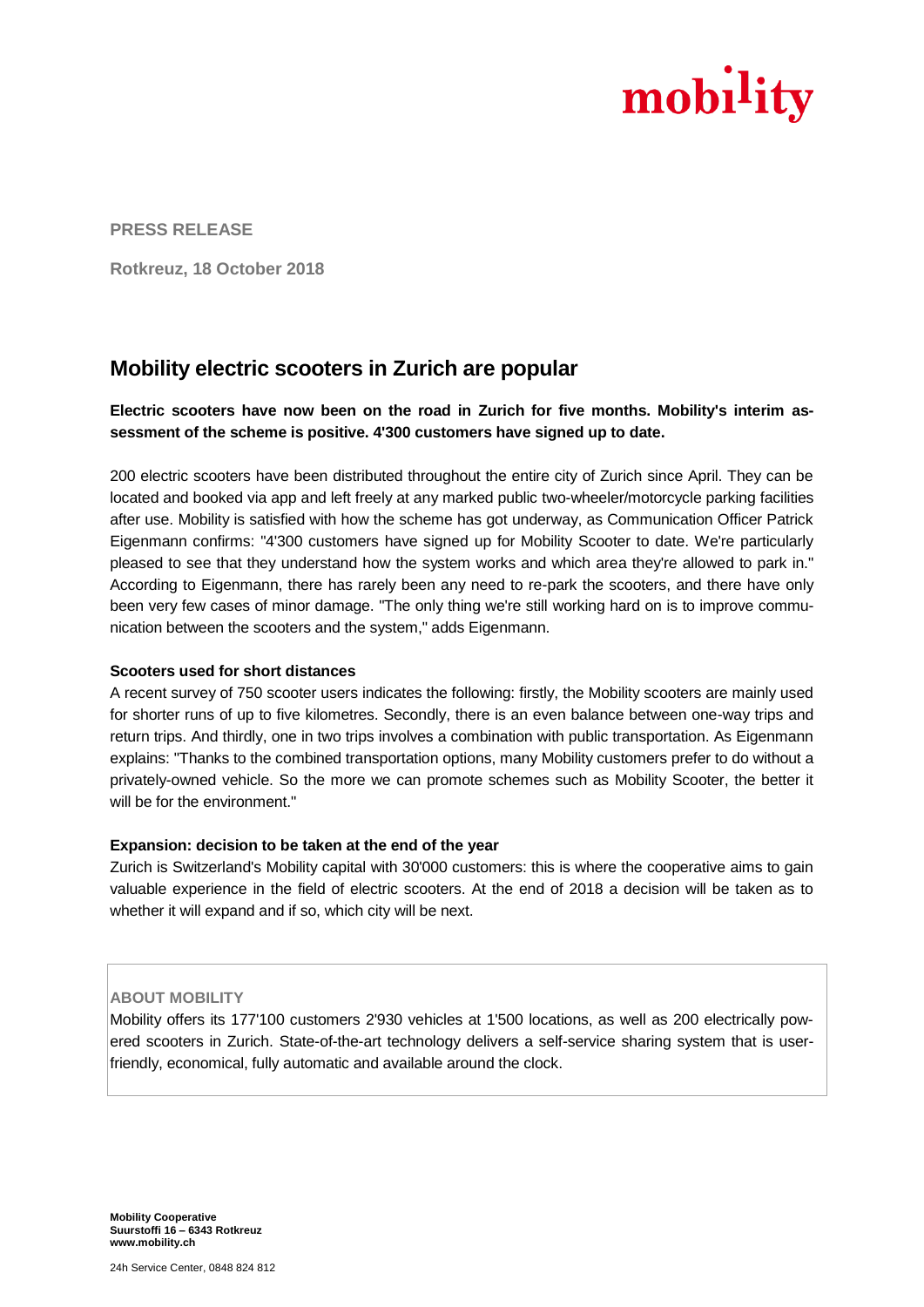mobility

**PRESS RELEASE**

**Rotkreuz, 18 October 2018**

# Mobility electric scooters in Zurich are popular

**Electric scooters have now been on the road in Zurich for five months. Mobility's interim assessment of the scheme is positive. 4'300 customers have signed up to date.**

200 electric scooters have been distributed throughout the entire city of Zurich since April. They can be located and booked via app and left freely at any marked public two-wheeler/motorcycle parking facilities after use. Mobility is satisfied with how the scheme has got underway, as Communication Officer Patrick Eigenmann confirms: "4'300 customers have signed up for Mobility Scooter to date. We're particularly pleased to see that they understand how the system works and which area they're allowed to park in." According to Eigenmann, there has rarely been any need to re-park the scooters, and there have only been very few cases of minor damage. "The only thing we're still working hard on is to improve communication between the scooters and the system," adds Eigenmann.

**Scooters used for short distances**

A recent survey of 750 scooter users indicates the following: firstly, the Mobility scooters are mainly used for shorter runs of up to five kilometres. Secondly, there is an even balance between one-way trips and return trips. And thirdly, one in two trips involves a combination with public transportation. As Eigenmann explains: "Thanks to the combined transportation options, many Mobility customers prefer to do without a privately-owned vehicle. So the more we can promote schemes such as Mobility Scooter, the better it will be for the environment."

**Expansion: decision to be taken at the end of the year**

Zurich is Switzerland's Mobility capital with 30'000 customers: this is where the cooperative aims to gain valuable experience in the field of electric scooters. At the end of 2018 a decision will be taken as to whether it will expand and if so, which city will be next.

**ABOUT MOBILITY**

Mobility offers its 177'100 customers 2'930 vehicles at 1'500 locations, as well as 200 electrically powered scooters in Zurich. State-of-the-art technology delivers a self-service sharing system that is user-friendly, economical, fully automatic and available around the clock.

**Mobility Cooperative**
**Suurstoffi 16 – 6343 Rotkreuz**
**www.mobility.ch**

24h Service Center, 0848 824 812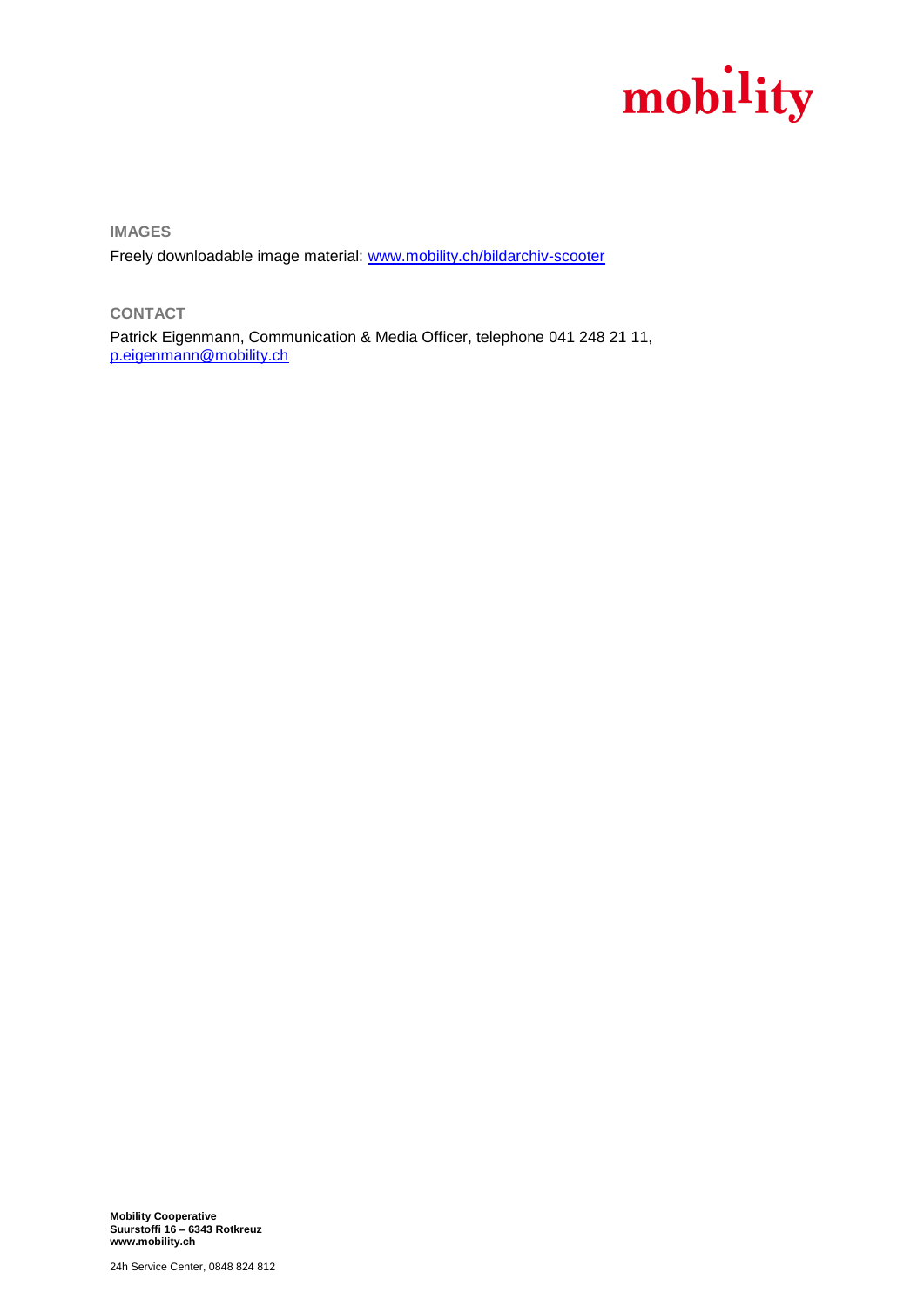**IMAGES**

Freely downloadable image material: www.mobility.ch/bildarchiv-scooter

**CONTACT**

Patrick Eigenmann, Communication & Media Officer, telephone 041 248 21 11, p.eigenmann@mobility.ch

**Mobility Cooperative**
**Suurstoffi 16 – 6343 Rotkreuz**
**www.mobility.ch**

24h Service Center, 0848 824 812